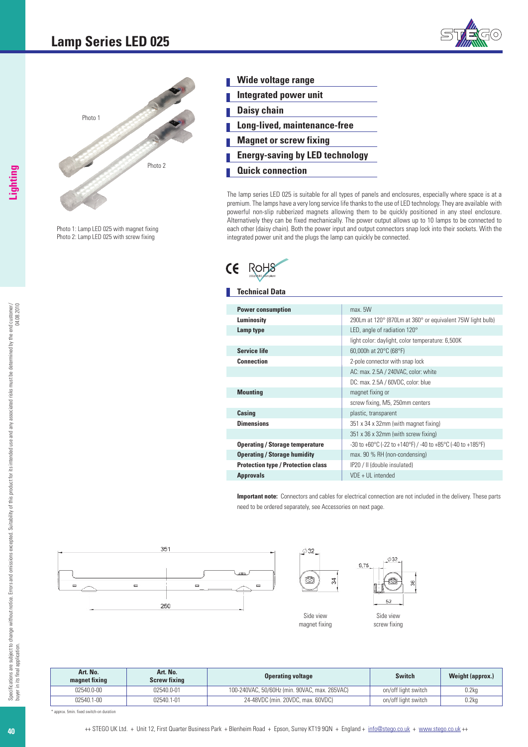# Lamp Series LED 025

Photo 1: Lamp LED 025 with magnet fixing
Photo 2: Lamp LED 025 with screw fixing

- **Wide voltage range**
- **Integrated power unit**
- **Daisy chain**
- **Long-lived, maintenance-free**
- **Magnet or screw fixing**
- **Energy-saving by LED technology**
- **Quick connection**

The lamp series LED 025 is suitable for all types of panels and enclosures, especially where space is at a premium. The lamps have a very long service life thanks to the use of LED technology. They are available with powerful non-slip rubberized magnets allowing them to be quickly positioned in any steel enclosure. Alternatively they can be fixed mechanically. The power output allows up to 10 lamps to be connected to each other (daisy chain). Both the power input and output connectors snap lock into their sockets. With the integrated power unit and the plugs the lamp can quickly be connected.

CE RoHS

## Technical Data

| | |
|---|---|
| **Power consumption** | max. 5W |
| **Luminosity** | 290Lm at 120° (870Lm at 360° or equivalent 75W light bulb) |
| **Lamp type** | LED, angle of radiation 120° |
| | light color: daylight, color temperature: 6,500K |
| **Service life** | 60,000h at 20°C (68°F) |
| **Connection** | 2-pole connector with snap lock |
| | AC: max. 2.5A / 240VAC, color: white |
| | DC: max. 2.5A / 60VDC, color: blue |
| **Mounting** | magnet fixing or |
| | screw fixing, M5, 250mm centers |
| **Casing** | plastic, transparent |
| **Dimensions** | 351 x 34 x 32mm (with magnet fixing) |
| | 351 x 36 x 32mm (with screw fixing) |
| **Operating / Storage temperature** | -30 to +60°C (-22 to +140°F) / -40 to +85°C (-40 to +185°F) |
| **Operating / Storage humidity** | max. 90 % RH (non-condensing) |
| **Protection type / Protection class** | IP20 / II (double insulated) |
| **Approvals** | VDE + UL intended |

**Important note:** Connectors and cables for electrical connection are not included in the delivery. These parts need to be ordered separately, see Accessories on next page.

351 — 250 — ∅32 — 34 — Side view magnet fixing — 9,75 — ∅32 — 36 — 52 — Side view screw fixing

| Art. No. magnet fixing | Art. No. Screw fixing | Operating voltage | Switch | Weight (approx.) |
|---|---|---|---|---|
| 02540.0-00 | 02540.0-01 | 100-240VAC, 50/60Hz (min. 90VAC, max. 265VAC) | on/off light switch | 0.2kg |
| 02540.1-00 | 02540.1-01 | 24-48VDC (min. 20VDC, max. 60VDC) | on/off light switch | 0.2kg |

\* approx. 5min. fixed switch-on duration

++ STEGO UK Ltd. + Unit 12, First Quarter Business Park + Blenheim Road + Epson, Surrey KT19 9QN + England + info@stego.co.uk + www.stego.co.uk ++

Specifications are subject to change without notice. Errors and omissions excepted. Suitability of this product for its intended use and any associated risks must be determined by the end customer/buyer in its final application. 04.08.2010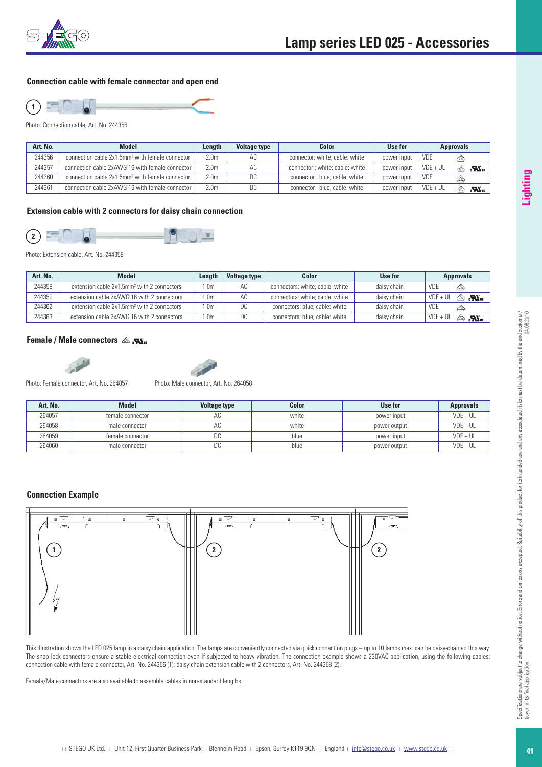# Lamp series LED 025 - Accessories

## Connection cable with female connector and open end

Photo: Connection cable, Art. No. 244356

| Art. No. | Model | Length | Voltage type | Color | Use for | Approvals |
|---|---|---|---|---|---|---|
| 244356 | connection cable 2x1.5mm² with female connector | 2.0m | AC | connector: white; cable: white | power input | VDE |
| 244357 | connection cable 2xAWG 16 with female connector | 2.0m | AC | connector : white; cable: white | power input | VDE + UL |
| 244360 | connection cable 2x1.5mm² with female connector | 2.0m | DC | connector : blue; cable: white | power input | VDE |
| 244361 | connection cable 2xAWG 16 with female connector | 2.0m | DC | connector : blue; cable: white | power input | VDE + UL |

## Extension cable with 2 connectors for daisy chain connection

Photo: Extension cable, Art. No. 244358

| Art. No. | Model | Length | Voltage type | Color | Use for | Approvals |
|---|---|---|---|---|---|---|
| 244358 | extension cable 2x1.5mm² with 2 connectors | 1.0m | AC | connectors: white; cable: white | daisy chain | VDE |
| 244359 | extension cable 2xAWG 16 with 2 connectors | 1.0m | AC | connectors: white; cable: white | daisy chain | VDE + UL |
| 244362 | extension cable 2x1.5mm² with 2 connectors | 1.0m | DC | connectors: blue; cable: white | daisy chain | VDE |
| 244363 | extension cable 2xAWG 16 with 2 connectors | 1.0m | DC | connectors: blue; cable: white | daisy chain | VDE + UL |

## Female / Male connectors

Photo: Female connector, Art. No. 264057

Photo: Male connector, Art. No. 264058

| Art. No. | Model | Voltage type | Color | Use for | Approvals |
|---|---|---|---|---|---|
| 264057 | female connector | AC | white | power input | VDE + UL |
| 264058 | male connector | AC | white | power output | VDE + UL |
| 264059 | female connector | DC | blue | power input | VDE + UL |
| 264060 | male connector | DC | blue | power output | VDE + UL |

## Connection Example

1

2

2

This illustration shows the LED 025 lamp in a daisy chain application. The lamps are conveniently connected via quick connection plugs – up to 10 lamps max. can be daisy-chained this way. The snap lock connectors ensure a stable electrical connection even if subjected to heavy vibration. The connection example shows a 230VAC application, using the following cables: connection cable with female connector, Art. No. 244356 (1); daisy chain extension cable with 2 connectors, Art. No. 244358 (2).

Female/Male connectors are also available to assemble cables in non-standard lengths.

++ STEGO UK Ltd. + Unit 12, First Quarter Business Park + Blenheim Road + Epson, Surrey KT19 9QN + England + info@stego.co.uk + www.stego.co.uk ++

Specifications are subject to change without notice. Errors and omissions excepted. Suitability of this product for its intended use and any associated risks must be determined by the end customer/buyer in its final application. 04.08.2010